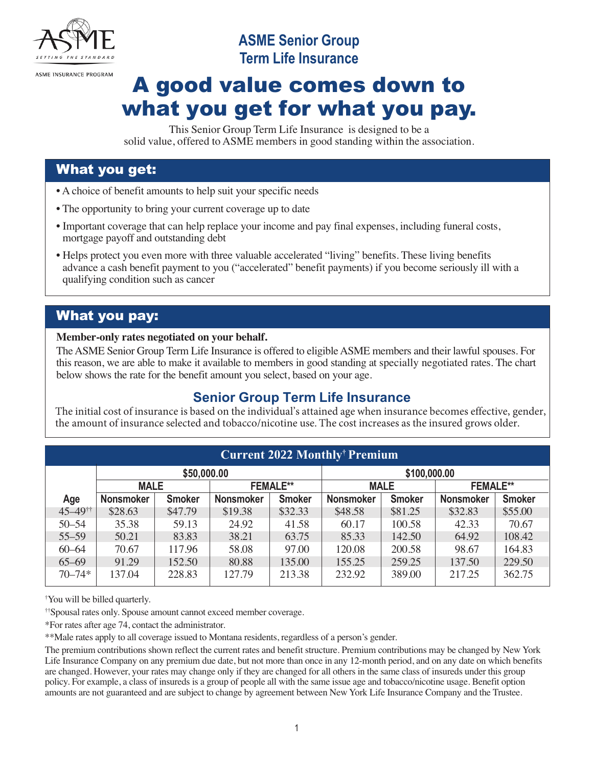ASME INSURANCE PROGRAM

## ASME Senior Group Term Life Insurance

# A good value comes down to what you get for what you pay.

This Senior Group Term Life Insurance is designed to be a solid value, offered to ASME members in good standing within the association.

## What you get:

- A choice of benefit amounts to help suit your specific needs
- The opportunity to bring your current coverage up to date
- Important coverage that can help replace your income and pay final expenses, including funeral costs, mortgage payoff and outstanding debt
- Helps protect you even more with three valuable accelerated "living" benefits. These living benefits advance a cash benefit payment to you ("accelerated" benefit payments) if you become seriously ill with a qualifying condition such as cancer

## What you pay:

**Member-only rates negotiated on your behalf.**

The ASME Senior Group Term Life Insurance is offered to eligible ASME members and their lawful spouses. For this reason, we are able to make it available to members in good standing at specially negotiated rates. The chart below shows the rate for the benefit amount you select, based on your age.

### Senior Group Term Life Insurance

The initial cost of insurance is based on the individual's attained age when insurance becomes effective, gender, the amount of insurance selected and tobacco/nicotine use. The cost increases as the insured grows older.

**Current 2022 Monthly† Premium**

| | $50,000.00 | | | | $100,000.00 | | | |
|---|---|---|---|---|---|---|---|---|
| | MALE | | FEMALE** | | MALE | | FEMALE** | |
| Age | Nonsmoker | Smoker | Nonsmoker | Smoker | Nonsmoker | Smoker | Nonsmoker | Smoker |
| 45–49†† | $28.63 | $47.79 | $19.38 | $32.33 | $48.58 | $81.25 | $32.83 | $55.00 |
| 50–54 | 35.38 | 59.13 | 24.92 | 41.58 | 60.17 | 100.58 | 42.33 | 70.67 |
| 55–59 | 50.21 | 83.83 | 38.21 | 63.75 | 85.33 | 142.50 | 64.92 | 108.42 |
| 60–64 | 70.67 | 117.96 | 58.08 | 97.00 | 120.08 | 200.58 | 98.67 | 164.83 |
| 65–69 | 91.29 | 152.50 | 80.88 | 135.00 | 155.25 | 259.25 | 137.50 | 229.50 |
| 70–74* | 137.04 | 228.83 | 127.79 | 213.38 | 232.92 | 389.00 | 217.25 | 362.75 |

†You will be billed quarterly.

††Spousal rates only. Spouse amount cannot exceed member coverage.

*For rates after age 74, contact the administrator.

**Male rates apply to all coverage issued to Montana residents, regardless of a person's gender.

The premium contributions shown reflect the current rates and benefit structure. Premium contributions may be changed by New York Life Insurance Company on any premium due date, but not more than once in any 12-month period, and on any date on which benefits are changed. However, your rates may change only if they are changed for all others in the same class of insureds under this group policy. For example, a class of insureds is a group of people all with the same issue age and tobacco/nicotine usage. Benefit option amounts are not guaranteed and are subject to change by agreement between New York Life Insurance Company and the Trustee.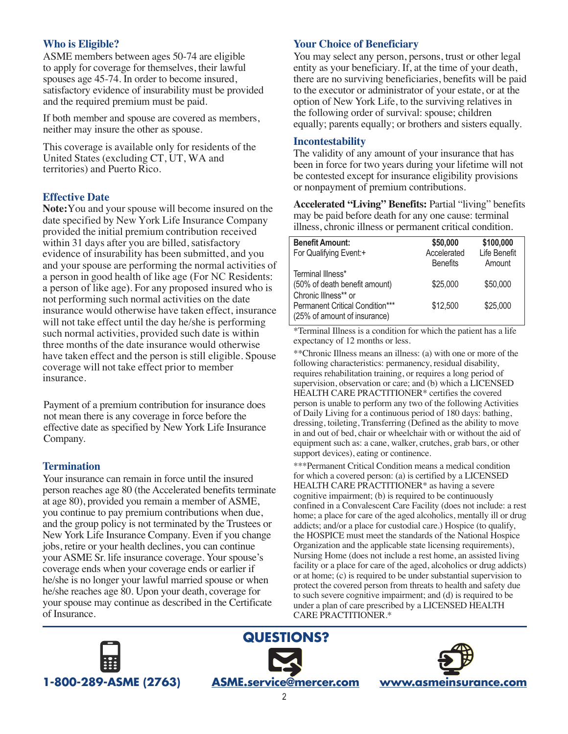## Who is Eligible?

ASME members between ages 50-74 are eligible to apply for coverage for themselves, their lawful spouses age 45-74. In order to become insured, satisfactory evidence of insurability must be provided and the required premium must be paid.

If both member and spouse are covered as members, neither may insure the other as spouse.

This coverage is available only for residents of the United States (excluding CT, UT, WA and territories) and Puerto Rico.

## Effective Date

**Note:** You and your spouse will become insured on the date specified by New York Life Insurance Company provided the initial premium contribution received within 31 days after you are billed, satisfactory evidence of insurability has been submitted, and you and your spouse are performing the normal activities of a person in good health of like age (For NC Residents: a person of like age). For any proposed insured who is not performing such normal activities on the date insurance would otherwise have taken effect, insurance will not take effect until the day he/she is performing such normal activities, provided such date is within three months of the date insurance would otherwise have taken effect and the person is still eligible. Spouse coverage will not take effect prior to member insurance.

Payment of a premium contribution for insurance does not mean there is any coverage in force before the effective date as specified by New York Life Insurance Company.

## Termination

Your insurance can remain in force until the insured person reaches age 80 (the Accelerated benefits terminate at age 80), provided you remain a member of ASME, you continue to pay premium contributions when due, and the group policy is not terminated by the Trustees or New York Life Insurance Company. Even if you change jobs, retire or your health declines, you can continue your ASME Sr. life insurance coverage. Your spouse's coverage ends when your coverage ends or earlier if he/she is no longer your lawful married spouse or when he/she reaches age 80. Upon your death, coverage for your spouse may continue as described in the Certificate of Insurance.

## Your Choice of Beneficiary

You may select any person, persons, trust or other legal entity as your beneficiary. If, at the time of your death, there are no surviving beneficiaries, benefits will be paid to the executor or administrator of your estate, or at the option of New York Life, to the surviving relatives in the following order of survival: spouse; children equally; parents equally; or brothers and sisters equally.

## Incontestability

The validity of any amount of your insurance that has been in force for two years during your lifetime will not be contested except for insurance eligibility provisions or nonpayment of premium contributions.

**Accelerated "Living" Benefits:** Partial "living" benefits may be paid before death for any one cause: terminal illness, chronic illness or permanent critical condition.

| **Benefit Amount:** For Qualifying Event:+ | **$50,000** Accelerated Benefits | **$100,000** Life Benefit Amount |
|---|---|---|
| Terminal Illness* (50% of death benefit amount) | $25,000 | $50,000 |
| Chronic Illness** or Permanent Critical Condition*** (25% of amount of insurance) | $12,500 | $25,000 |

*Terminal Illness is a condition for which the patient has a life expectancy of 12 months or less.

**Chronic Illness means an illness: (a) with one or more of the following characteristics: permanency, residual disability, requires rehabilitation training, or requires a long period of supervision, observation or care; and (b) which a LICENSED HEALTH CARE PRACTITIONER* certifies the covered person is unable to perform any two of the following Activities of Daily Living for a continuous period of 180 days: bathing, dressing, toileting, Transferring (Defined as the ability to move in and out of bed, chair or wheelchair with or without the aid of equipment such as: a cane, walker, crutches, grab bars, or other support devices), eating or continence.

***Permanent Critical Condition means a medical condition for which a covered person: (a) is certified by a LICENSED HEALTH CARE PRACTITIONER* as having a severe cognitive impairment; (b) is required to be continuously confined in a Convalescent Care Facility (does not include: a rest home; a place for care of the aged alcoholics, mentally ill or drug addicts; and/or a place for custodial care.) Hospice (to qualify, the HOSPICE must meet the standards of the National Hospice Organization and the applicable state licensing requirements), Nursing Home (does not include a rest home, an assisted living facility or a place for care of the aged, alcoholics or drug addicts) or at home; (c) is required to be under substantial supervision to protect the covered person from threats to health and safety due to such severe cognitive impairment; and (d) is required to be under a plan of care prescribed by a LICENSED HEALTH CARE PRACTITIONER.*

**QUESTIONS?**

1-800-289-ASME (2763) | ASME.service@mercer.com | www.asmeinsurance.com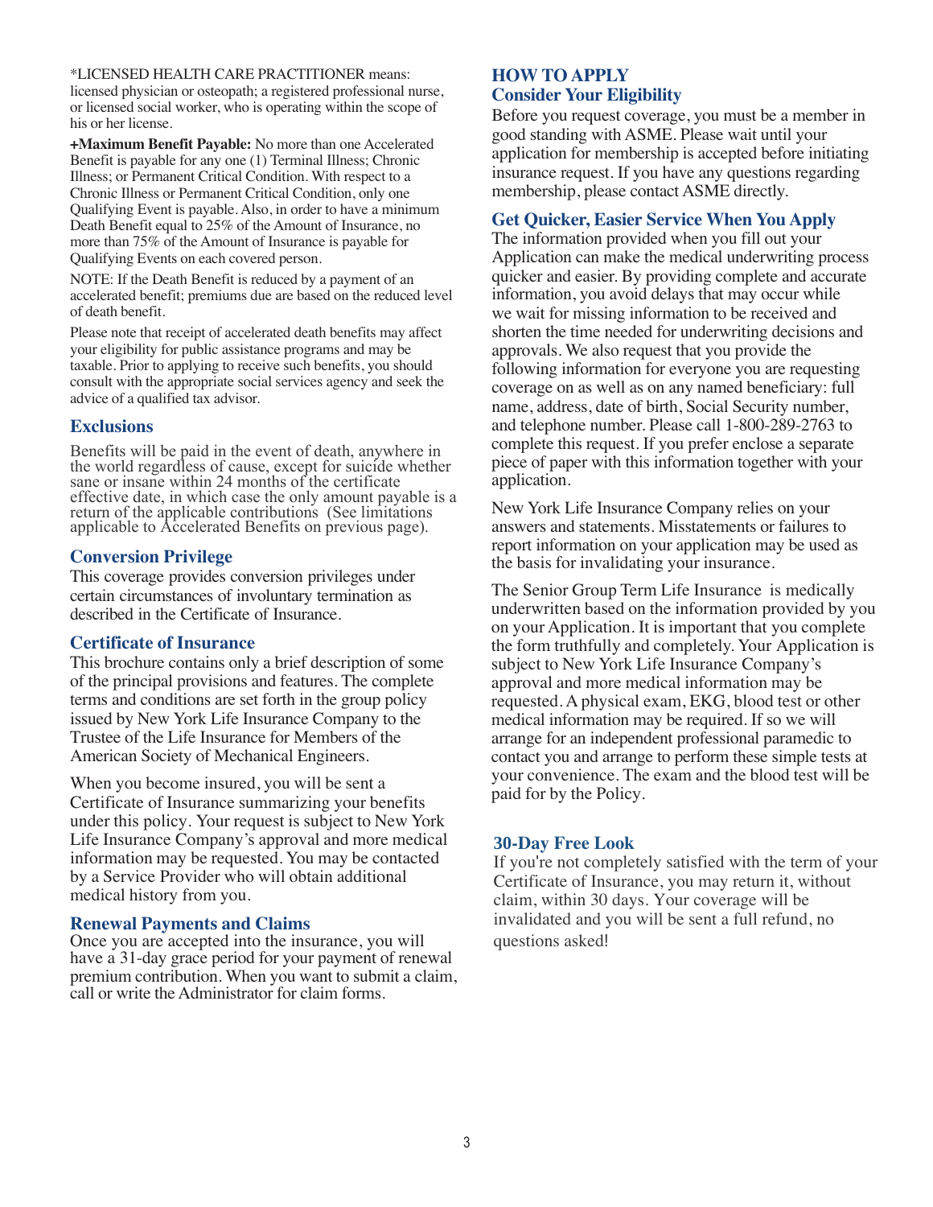*LICENSED HEALTH CARE PRACTITIONER means: licensed physician or osteopath; a registered professional nurse, or licensed social worker, who is operating within the scope of his or her license.

**+Maximum Benefit Payable:** No more than one Accelerated Benefit is payable for any one (1) Terminal Illness; Chronic Illness; or Permanent Critical Condition. With respect to a Chronic Illness or Permanent Critical Condition, only one Qualifying Event is payable. Also, in order to have a minimum Death Benefit equal to 25% of the Amount of Insurance, no more than 75% of the Amount of Insurance is payable for Qualifying Events on each covered person.

NOTE: If the Death Benefit is reduced by a payment of an accelerated benefit; premiums due are based on the reduced level of death benefit.

Please note that receipt of accelerated death benefits may affect your eligibility for public assistance programs and may be taxable. Prior to applying to receive such benefits, you should consult with the appropriate social services agency and seek the advice of a qualified tax advisor.

## Exclusions

Benefits will be paid in the event of death, anywhere in the world regardless of cause, except for suicide whether sane or insane within 24 months of the certificate effective date, in which case the only amount payable is a return of the applicable contributions (See limitations applicable to Accelerated Benefits on previous page).

## Conversion Privilege

This coverage provides conversion privileges under certain circumstances of involuntary termination as described in the Certificate of Insurance.

## Certificate of Insurance

This brochure contains only a brief description of some of the principal provisions and features. The complete terms and conditions are set forth in the group policy issued by New York Life Insurance Company to the Trustee of the Life Insurance for Members of the American Society of Mechanical Engineers.

When you become insured, you will be sent a Certificate of Insurance summarizing your benefits under this policy. Your request is subject to New York Life Insurance Company's approval and more medical information may be requested. You may be contacted by a Service Provider who will obtain additional medical history from you.

## Renewal Payments and Claims

Once you are accepted into the insurance, you will have a 31-day grace period for your payment of renewal premium contribution. When you want to submit a claim, call or write the Administrator for claim forms.

## HOW TO APPLY

### Consider Your Eligibility

Before you request coverage, you must be a member in good standing with ASME. Please wait until your application for membership is accepted before initiating insurance request. If you have any questions regarding membership, please contact ASME directly.

### Get Quicker, Easier Service When You Apply

The information provided when you fill out your Application can make the medical underwriting process quicker and easier. By providing complete and accurate information, you avoid delays that may occur while we wait for missing information to be received and shorten the time needed for underwriting decisions and approvals. We also request that you provide the following information for everyone you are requesting coverage on as well as on any named beneficiary: full name, address, date of birth, Social Security number, and telephone number. Please call 1-800-289-2763 to complete this request. If you prefer enclose a separate piece of paper with this information together with your application.

New York Life Insurance Company relies on your answers and statements. Misstatements or failures to report information on your application may be used as the basis for invalidating your insurance.

The Senior Group Term Life Insurance is medically underwritten based on the information provided by you on your Application. It is important that you complete the form truthfully and completely. Your Application is subject to New York Life Insurance Company's approval and more medical information may be requested. A physical exam, EKG, blood test or other medical information may be required. If so we will arrange for an independent professional paramedic to contact you and arrange to perform these simple tests at your convenience. The exam and the blood test will be paid for by the Policy.

### 30-Day Free Look

If you're not completely satisfied with the term of your Certificate of Insurance, you may return it, without claim, within 30 days. Your coverage will be invalidated and you will be sent a full refund, no questions asked!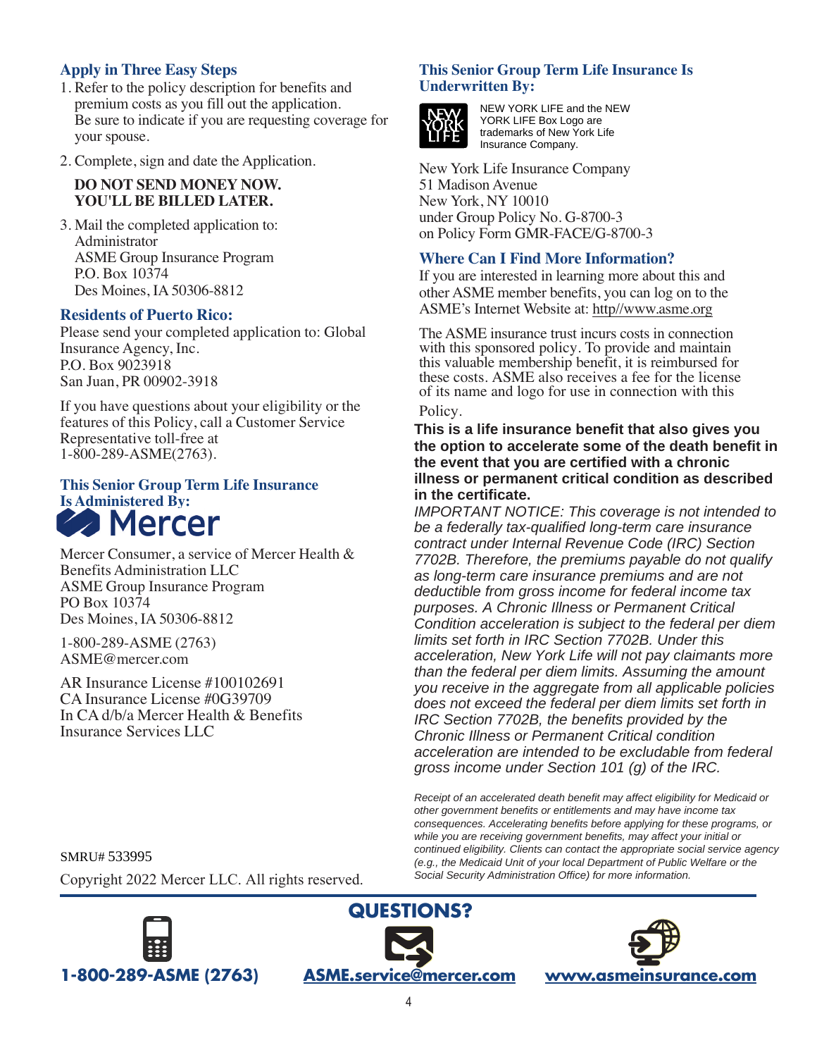## Apply in Three Easy Steps

1. Refer to the policy description for benefits and premium costs as you fill out the application. Be sure to indicate if you are requesting coverage for your spouse.
2. Complete, sign and date the Application.

   **DO NOT SEND MONEY NOW. YOU'LL BE BILLED LATER.**

3. Mail the completed application to:
   Administrator
   ASME Group Insurance Program
   P.O. Box 10374
   Des Moines, IA 50306-8812

## Residents of Puerto Rico:

Please send your completed application to: Global Insurance Agency, Inc.
P.O. Box 9023918
San Juan, PR 00902-3918

If you have questions about your eligibility or the features of this Policy, call a Customer Service Representative toll-free at 1-800-289-ASME(2763).

## This Senior Group Term Life Insurance Is Administered By:

Mercer

Mercer Consumer, a service of Mercer Health & Benefits Administration LLC
ASME Group Insurance Program
PO Box 10374
Des Moines, IA 50306-8812

1-800-289-ASME (2763)
ASME@mercer.com

AR Insurance License #100102691
CA Insurance License #0G39709
In CA d/b/a Mercer Health & Benefits Insurance Services LLC

SMRU# 533995

Copyright 2022 Mercer LLC. All rights reserved.

## This Senior Group Term Life Insurance Is Underwritten By:

NEW YORK LIFE and the NEW YORK LIFE Box Logo are trademarks of New York Life Insurance Company.

New York Life Insurance Company
51 Madison Avenue
New York, NY 10010
under Group Policy No. G-8700-3
on Policy Form GMR-FACE/G-8700-3

## Where Can I Find More Information?

If you are interested in learning more about this and other ASME member benefits, you can log on to the ASME's Internet Website at: http//www.asme.org

The ASME insurance trust incurs costs in connection with this sponsored policy. To provide and maintain this valuable membership benefit, it is reimbursed for these costs. ASME also receives a fee for the license of its name and logo for use in connection with this Policy.

**This is a life insurance benefit that also gives you the option to accelerate some of the death benefit in the event that you are certified with a chronic illness or permanent critical condition as described in the certificate.**

*IMPORTANT NOTICE: This coverage is not intended to be a federally tax-qualified long-term care insurance contract under Internal Revenue Code (IRC) Section 7702B. Therefore, the premiums payable do not qualify as long-term care insurance premiums and are not deductible from gross income for federal income tax purposes. A Chronic Illness or Permanent Critical Condition acceleration is subject to the federal per diem limits set forth in IRC Section 7702B. Under this acceleration, New York Life will not pay claimants more than the federal per diem limits. Assuming the amount you receive in the aggregate from all applicable policies does not exceed the federal per diem limits set forth in IRC Section 7702B, the benefits provided by the Chronic Illness or Permanent Critical condition acceleration are intended to be excludable from federal gross income under Section 101 (g) of the IRC.*

*Receipt of an accelerated death benefit may affect eligibility for Medicaid or other government benefits or entitlements and may have income tax consequences. Accelerating benefits before applying for these programs, or while you are receiving government benefits, may affect your initial or continued eligibility. Clients can contact the appropriate social service agency (e.g., the Medicaid Unit of your local Department of Public Welfare or the Social Security Administration Office) for more information.*

## QUESTIONS?

**1-800-289-ASME (2763)** | **ASME.service@mercer.com** | **www.asmeinsurance.com**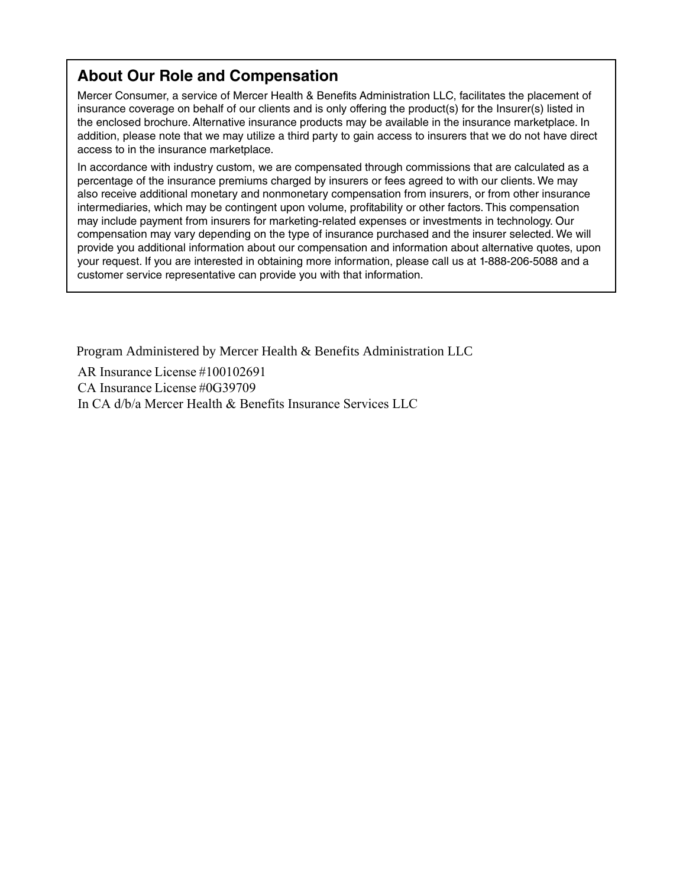## About Our Role and Compensation

Mercer Consumer, a service of Mercer Health & Benefits Administration LLC, facilitates the placement of insurance coverage on behalf of our clients and is only offering the product(s) for the Insurer(s) listed in the enclosed brochure. Alternative insurance products may be available in the insurance marketplace. In addition, please note that we may utilize a third party to gain access to insurers that we do not have direct access to in the insurance marketplace.

In accordance with industry custom, we are compensated through commissions that are calculated as a percentage of the insurance premiums charged by insurers or fees agreed to with our clients. We may also receive additional monetary and nonmonetary compensation from insurers, or from other insurance intermediaries, which may be contingent upon volume, profitability or other factors. This compensation may include payment from insurers for marketing-related expenses or investments in technology. Our compensation may vary depending on the type of insurance purchased and the insurer selected. We will provide you additional information about our compensation and information about alternative quotes, upon your request. If you are interested in obtaining more information, please call us at 1-888-206-5088 and a customer service representative can provide you with that information.

Program Administered by Mercer Health & Benefits Administration LLC

AR Insurance License #100102691
CA Insurance License #0G39709
In CA d/b/a Mercer Health & Benefits Insurance Services LLC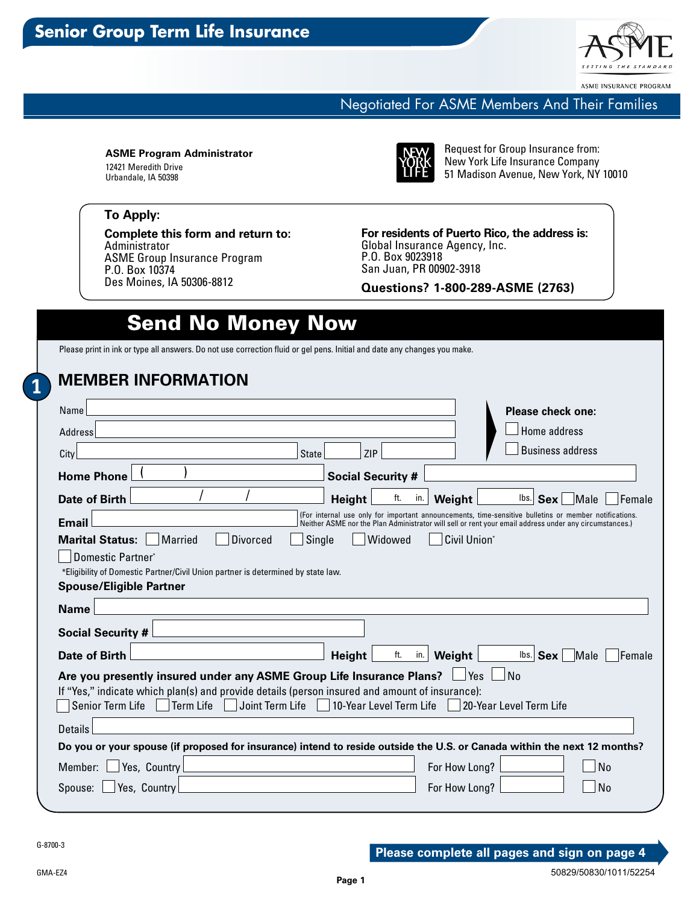# Senior Group Term Life Insurance

ASME
SETTING THE STANDARD
ASME INSURANCE PROGRAM

## Negotiated For ASME Members And Their Families

**ASME Program Administrator**
12421 Meredith Drive
Urbandale, IA 50398

Request for Group Insurance from:
New York Life Insurance Company
51 Madison Avenue, New York, NY 10010

**To Apply:**

**Complete this form and return to:**
Administrator
ASME Group Insurance Program
P.O. Box 10374
Des Moines, IA 50306-8812

**For residents of Puerto Rico, the address is:**
Global Insurance Agency, Inc.
P.O. Box 9023918
San Juan, PR 00902-3918

**Questions? 1-800-289-ASME (2763)**

# Send No Money Now

Please print in ink or type all answers. Do not use correction fluid or gel pens. Initial and date any changes you make.

## 1 MEMBER INFORMATION

Name ____________________

Address ____________________

City ____________ State ______ ZIP ______

**Please check one:**
☐ Home address
☐ Business address

**Home Phone** ( ) ____________ **Social Security #** ____________

**Date of Birth** ___ / ___ / ___ **Height** ___ ft. ___ in. **Weight** ___ lbs. **Sex** ☐ Male ☐ Female

**Email** ____________________ (For internal use only for important announcements, time-sensitive bulletins or member notifications. Neither ASME nor the Plan Administrator will sell or rent your email address under any circumstances.)

**Marital Status:** ☐ Married ☐ Divorced ☐ Single ☐ Widowed ☐ Civil Union* ☐ Domestic Partner*

*Eligibility of Domestic Partner/Civil Union partner is determined by state law.

**Spouse/Eligible Partner**

**Name** ____________________

**Social Security #** ____________________

**Date of Birth** ____________ **Height** ___ ft. ___ in. **Weight** ___ lbs. **Sex** ☐ Male ☐ Female

**Are you presently insured under any ASME Group Life Insurance Plans?** ☐ Yes ☐ No

If "Yes," indicate which plan(s) and provide details (person insured and amount of insurance):

☐ Senior Term Life ☐ Term Life ☐ Joint Term Life ☐ 10-Year Level Term Life ☐ 20-Year Level Term Life

Details ____________________

**Do you or your spouse (if proposed for insurance) intend to reside outside the U.S. or Canada within the next 12 months?**

Member: ☐ Yes, Country ____________ For How Long? ______ ☐ No

Spouse: ☐ Yes, Country ____________ For How Long? ______ ☐ No

G-8700-3

**Please complete all pages and sign on page 4**

GMA-EZ4

50829/50830/1011/52254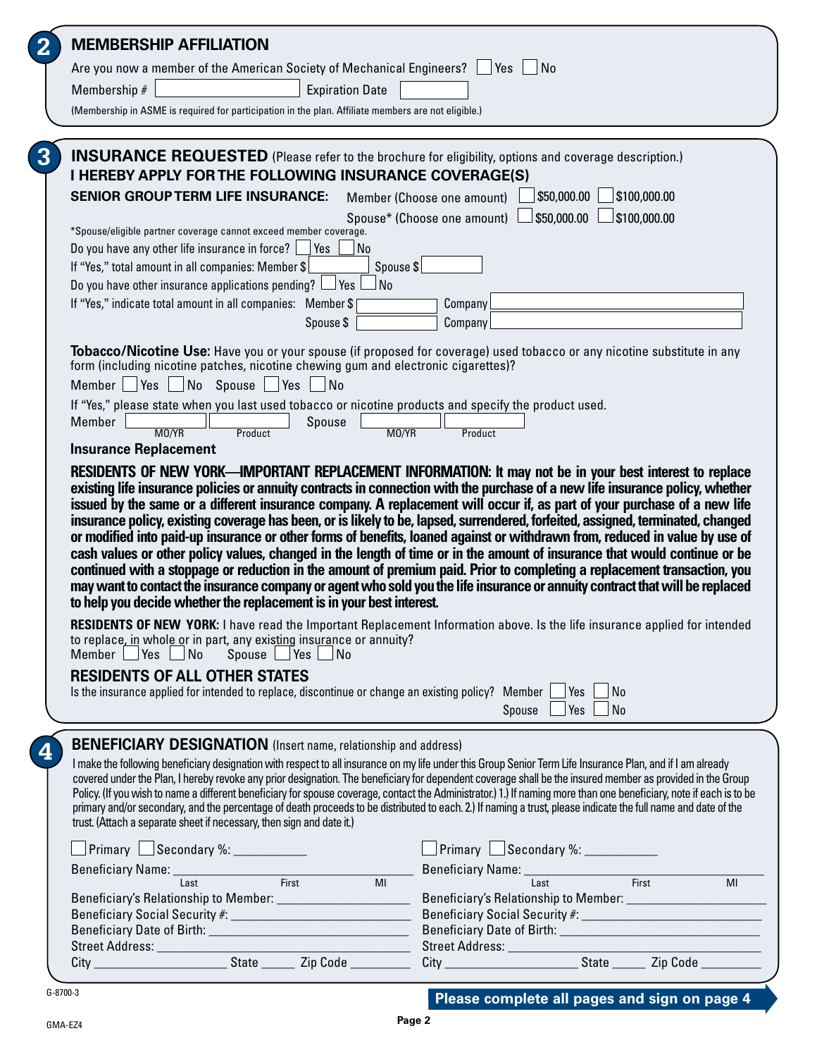## 2 MEMBERSHIP AFFILIATION

Are you now a member of the American Society of Mechanical Engineers? ☐ Yes ☐ No

Membership # ____________ Expiration Date ____________

(Membership in ASME is required for participation in the plan. Affiliate members are not eligible.)

## 3 INSURANCE REQUESTED (Please refer to the brochure for eligibility, options and coverage description.)

**I HEREBY APPLY FOR THE FOLLOWING INSURANCE COVERAGE(S)**

**SENIOR GROUP TERM LIFE INSURANCE:** Member (Choose one amount) ☐ $50,000.00 ☐ $100,000.00

Spouse* (Choose one amount) ☐ $50,000.00 ☐ $100,000.00

*Spouse/eligible partner coverage cannot exceed member coverage.

Do you have any other life insurance in force? ☐ Yes ☐ No

If "Yes," total amount in all companies: Member $ ____________ Spouse $ ____________

Do you have other insurance applications pending? ☐ Yes ☐ No

If "Yes," indicate total amount in all companies: Member $ ____________ Company ____________

Spouse $ ____________ Company ____________

**Tobacco/Nicotine Use:** Have you or your spouse (if proposed for coverage) used tobacco or any nicotine substitute in any form (including nicotine patches, nicotine chewing gum and electronic cigarettes)?

Member ☐ Yes ☐ No Spouse ☐ Yes ☐ No

If "Yes," please state when you last used tobacco or nicotine products and specify the product used.

Member ____________ (MO/YR) ____________ (Product) Spouse ____________ (MO/YR) ____________ (Product)

**Insurance Replacement**

**RESIDENTS OF NEW YORK—IMPORTANT REPLACEMENT INFORMATION: It may not be in your best interest to replace existing life insurance policies or annuity contracts in connection with the purchase of a new life insurance policy, whether issued by the same or a different insurance company. A replacement will occur if, as part of your purchase of a new life insurance policy, existing coverage has been, or is likely to be, lapsed, surrendered, forfeited, assigned, terminated, changed or modified into paid-up insurance or other forms of benefits, loaned against or withdrawn from, reduced in value by use of cash values or other policy values, changed in the length of time or in the amount of insurance that would continue or be continued with a stoppage or reduction in the amount of premium paid. Prior to completing a replacement transaction, you may want to contact the insurance company or agent who sold you the life insurance or annuity contract that will be replaced to help you decide whether the replacement is in your best interest.**

**RESIDENTS OF NEW YORK:** I have read the Important Replacement Information above. Is the life insurance applied for intended to replace, in whole or in part, any existing insurance or annuity?

Member ☐ Yes ☐ No Spouse ☐ Yes ☐ No

**RESIDENTS OF ALL OTHER STATES**

Is the insurance applied for intended to replace, discontinue or change an existing policy? Member ☐ Yes ☐ No

Spouse ☐ Yes ☐ No

## 4 BENEFICIARY DESIGNATION (Insert name, relationship and address)

I make the following beneficiary designation with respect to all insurance on my life under this Group Senior Term Life Insurance Plan, and if I am already covered under the Plan, I hereby revoke any prior designation. The beneficiary for dependent coverage shall be the insured member as provided in the Group Policy. (If you wish to name a different beneficiary for spouse coverage, contact the Administrator.) 1.) If naming more than one beneficiary, note if each is to be primary and/or secondary, and the percentage of death proceeds to be distributed to each. 2.) If naming a trust, please indicate the full name and date of the trust. (Attach a separate sheet if necessary, then sign and date it.)

☐ Primary ☐ Secondary %: __________

Beneficiary Name: ____________ (Last) ____________ (First) ____ (MI)

Beneficiary's Relationship to Member: ____________

Beneficiary Social Security #: ____________

Beneficiary Date of Birth: ____________

Street Address: ____________

City ____________ State ______ Zip Code ________

☐ Primary ☐ Secondary %: __________

Beneficiary Name: ____________ (Last) ____________ (First) ____ (MI)

Beneficiary's Relationship to Member: ____________

Beneficiary Social Security #: ____________

Beneficiary Date of Birth: ____________

Street Address: ____________

City ____________ State ______ Zip Code ________

G-8700-3

**Please complete all pages and sign on page 4**

GMA-EZ4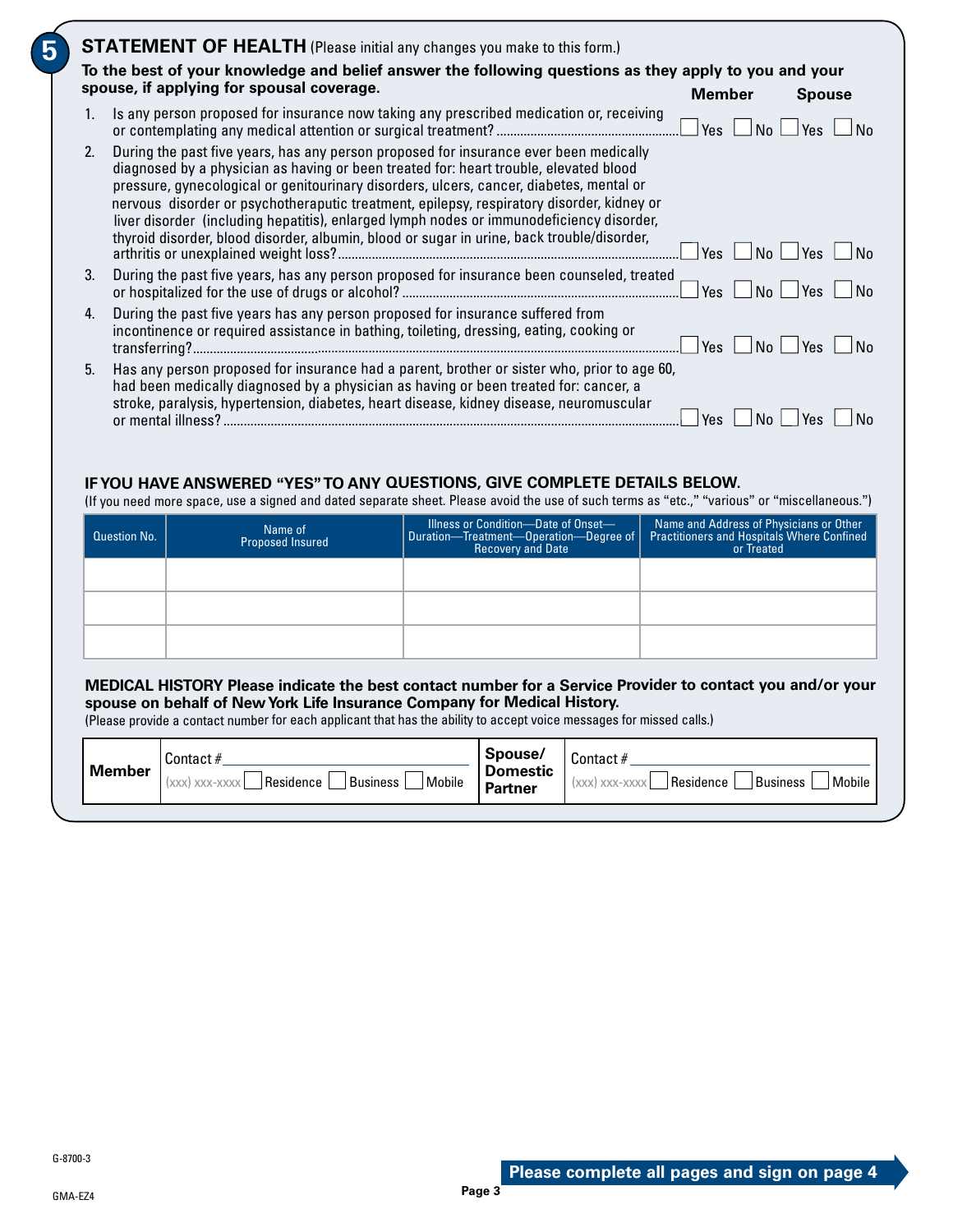## 5 STATEMENT OF HEALTH (Please initial any changes you make to this form.)

**To the best of your knowledge and belief answer the following questions as they apply to you and your spouse, if applying for spousal coverage.**

| | Question | Member | Spouse |
|---|---|---|---|
| 1. | Is any person proposed for insurance now taking any prescribed medication or, receiving or contemplating any medical attention or surgical treatment? | ☐ Yes ☐ No | ☐ Yes ☐ No |
| 2. | During the past five years, has any person proposed for insurance ever been medically diagnosed by a physician as having or been treated for: heart trouble, elevated blood pressure, gynecological or genitourinary disorders, ulcers, cancer, diabetes, mental or nervous disorder or psychotheraputic treatment, epilepsy, respiratory disorder, kidney or liver disorder (including hepatitis), enlarged lymph nodes or immunodeficiency disorder, thyroid disorder, blood disorder, albumin, blood or sugar in urine, back trouble/disorder, arthritis or unexplained weight loss? | ☐ Yes ☐ No | ☐ Yes ☐ No |
| 3. | During the past five years, has any person proposed for insurance been counseled, treated or hospitalized for the use of drugs or alcohol? | ☐ Yes ☐ No | ☐ Yes ☐ No |
| 4. | During the past five years has any person proposed for insurance suffered from incontinence or required assistance in bathing, toileting, dressing, eating, cooking or transferring? | ☐ Yes ☐ No | ☐ Yes ☐ No |
| 5. | Has any person proposed for insurance had a parent, brother or sister who, prior to age 60, had been medically diagnosed by a physician as having or been treated for: cancer, a stroke, paralysis, hypertension, diabetes, heart disease, kidney disease, neuromuscular or mental illness? | ☐ Yes ☐ No | ☐ Yes ☐ No |

**IF YOU HAVE ANSWERED "YES" TO ANY QUESTIONS, GIVE COMPLETE DETAILS BELOW.**

(If you need more space, use a signed and dated separate sheet. Please avoid the use of such terms as "etc.," "various" or "miscellaneous.")

| Question No. | Name of Proposed Insured | Illness or Condition—Date of Onset—Duration—Treatment—Operation—Degree of Recovery and Date | Name and Address of Physicians or Other Practitioners and Hospitals Where Confined or Treated |
|---|---|---|---|
| | | | |
| | | | |
| | | | |

**MEDICAL HISTORY Please indicate the best contact number for a Service Provider to contact you and/or your spouse on behalf of New York Life Insurance Company for Medical History.**

(Please provide a contact number for each applicant that has the ability to accept voice messages for missed calls.)

| | | | |
|---|---|---|---|
| **Member** | Contact # ______ (xxx) xxx-xxxx ☐ Residence ☐ Business ☐ Mobile | **Spouse/ Domestic Partner** | Contact # ______ (xxx) xxx-xxxx ☐ Residence ☐ Business ☐ Mobile |

G-8700-3

GMA-EZ4

**Please complete all pages and sign on page 4**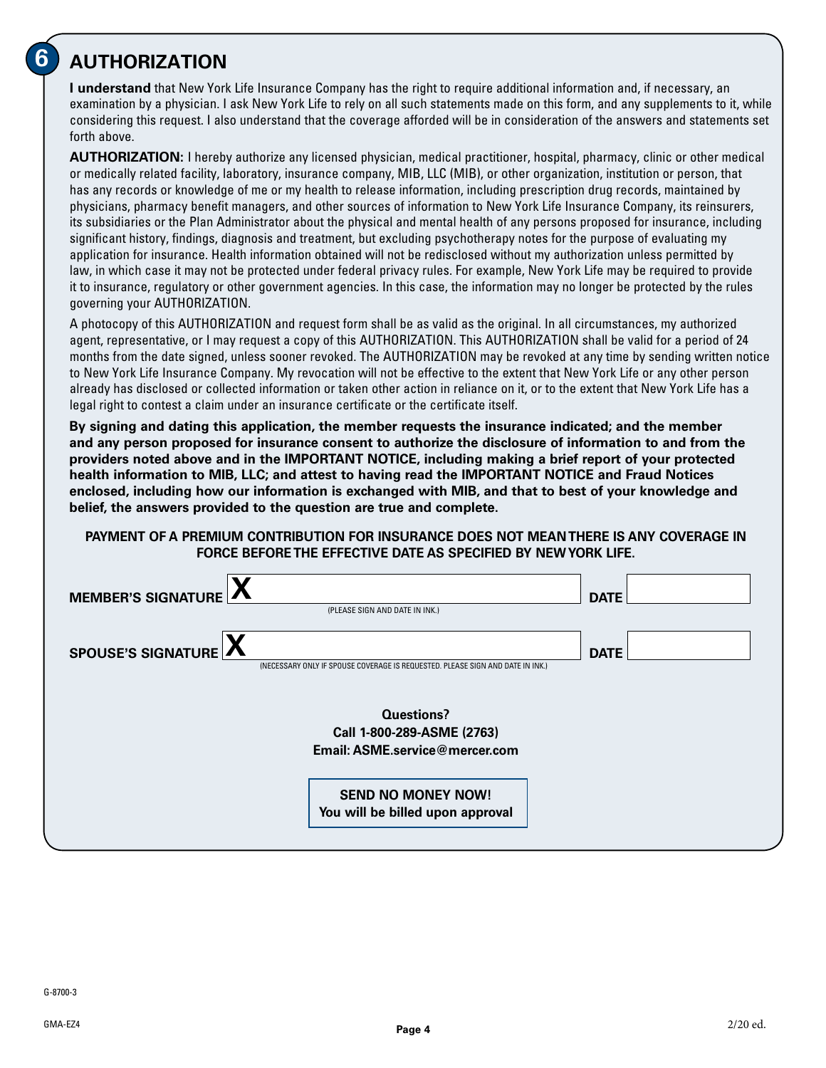## 6 AUTHORIZATION

**I understand** that New York Life Insurance Company has the right to require additional information and, if necessary, an examination by a physician. I ask New York Life to rely on all such statements made on this form, and any supplements to it, while considering this request. I also understand that the coverage afforded will be in consideration of the answers and statements set forth above.

**AUTHORIZATION:** I hereby authorize any licensed physician, medical practitioner, hospital, pharmacy, clinic or other medical or medically related facility, laboratory, insurance company, MIB, LLC (MIB), or other organization, institution or person, that has any records or knowledge of me or my health to release information, including prescription drug records, maintained by physicians, pharmacy benefit managers, and other sources of information to New York Life Insurance Company, its reinsurers, its subsidiaries or the Plan Administrator about the physical and mental health of any persons proposed for insurance, including significant history, findings, diagnosis and treatment, but excluding psychotherapy notes for the purpose of evaluating my application for insurance. Health information obtained will not be redisclosed without my authorization unless permitted by law, in which case it may not be protected under federal privacy rules. For example, New York Life may be required to provide it to insurance, regulatory or other government agencies. In this case, the information may no longer be protected by the rules governing your AUTHORIZATION.

A photocopy of this AUTHORIZATION and request form shall be as valid as the original. In all circumstances, my authorized agent, representative, or I may request a copy of this AUTHORIZATION. This AUTHORIZATION shall be valid for a period of 24 months from the date signed, unless sooner revoked. The AUTHORIZATION may be revoked at any time by sending written notice to New York Life Insurance Company. My revocation will not be effective to the extent that New York Life or any other person already has disclosed or collected information or taken other action in reliance on it, or to the extent that New York Life has a legal right to contest a claim under an insurance certificate or the certificate itself.

**By signing and dating this application, the member requests the insurance indicated; and the member and any person proposed for insurance consent to authorize the disclosure of information to and from the providers noted above and in the IMPORTANT NOTICE, including making a brief report of your protected health information to MIB, LLC; and attest to having read the IMPORTANT NOTICE and Fraud Notices enclosed, including how our information is exchanged with MIB, and that to best of your knowledge and belief, the answers provided to the question are true and complete.**

**PAYMENT OF A PREMIUM CONTRIBUTION FOR INSURANCE DOES NOT MEAN THERE IS ANY COVERAGE IN FORCE BEFORE THE EFFECTIVE DATE AS SPECIFIED BY NEW YORK LIFE.**

**MEMBER'S SIGNATURE** X ______________________ **DATE** __________
(PLEASE SIGN AND DATE IN INK.)

**SPOUSE'S SIGNATURE** X ______________________ **DATE** __________
(NECESSARY ONLY IF SPOUSE COVERAGE IS REQUESTED. PLEASE SIGN AND DATE IN INK.)

**Questions?**
**Call 1-800-289-ASME (2763)**
**Email: ASME.service@mercer.com**

**SEND NO MONEY NOW!**
**You will be billed upon approval**

G-8700-3

GMA-EZ4

2/20 ed.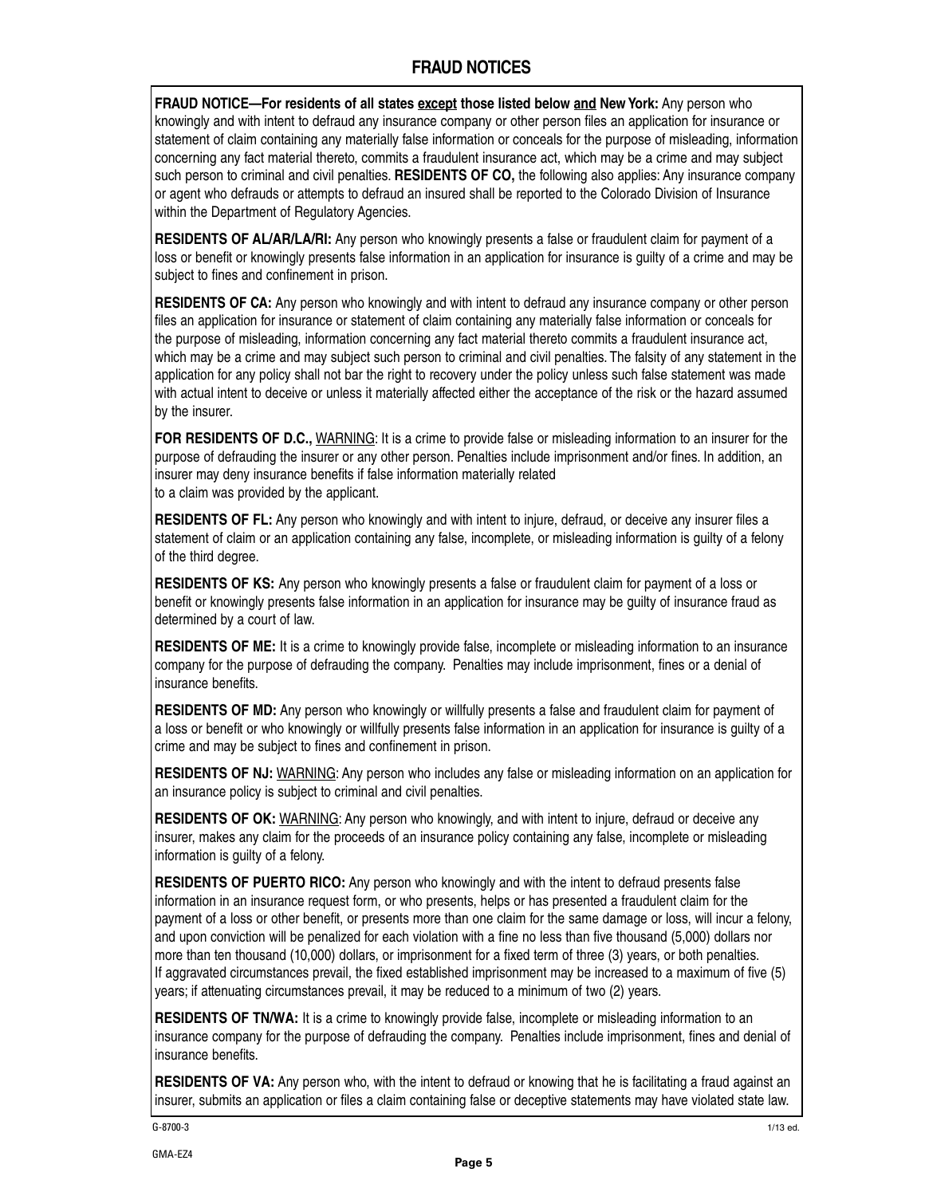## FRAUD NOTICES

**FRAUD NOTICE—For residents of all states <u>except</u> those listed below <u>and</u> New York:** Any person who knowingly and with intent to defraud any insurance company or other person files an application for insurance or statement of claim containing any materially false information or conceals for the purpose of misleading, information concerning any fact material thereto, commits a fraudulent insurance act, which may be a crime and may subject such person to criminal and civil penalties. **RESIDENTS OF CO,** the following also applies: Any insurance company or agent who defrauds or attempts to defraud an insured shall be reported to the Colorado Division of Insurance within the Department of Regulatory Agencies.

**RESIDENTS OF AL/AR/LA/RI:** Any person who knowingly presents a false or fraudulent claim for payment of a loss or benefit or knowingly presents false information in an application for insurance is guilty of a crime and may be subject to fines and confinement in prison.

**RESIDENTS OF CA:** Any person who knowingly and with intent to defraud any insurance company or other person files an application for insurance or statement of claim containing any materially false information or conceals for the purpose of misleading, information concerning any fact material thereto commits a fraudulent insurance act, which may be a crime and may subject such person to criminal and civil penalties. The falsity of any statement in the application for any policy shall not bar the right to recovery under the policy unless such false statement was made with actual intent to deceive or unless it materially affected either the acceptance of the risk or the hazard assumed by the insurer.

**FOR RESIDENTS OF D.C.,** <u>WARNING</u>: It is a crime to provide false or misleading information to an insurer for the purpose of defrauding the insurer or any other person. Penalties include imprisonment and/or fines. In addition, an insurer may deny insurance benefits if false information materially related to a claim was provided by the applicant.

**RESIDENTS OF FL:** Any person who knowingly and with intent to injure, defraud, or deceive any insurer files a statement of claim or an application containing any false, incomplete, or misleading information is guilty of a felony of the third degree.

**RESIDENTS OF KS:** Any person who knowingly presents a false or fraudulent claim for payment of a loss or benefit or knowingly presents false information in an application for insurance may be guilty of insurance fraud as determined by a court of law.

**RESIDENTS OF ME:** It is a crime to knowingly provide false, incomplete or misleading information to an insurance company for the purpose of defrauding the company. Penalties may include imprisonment, fines or a denial of insurance benefits.

**RESIDENTS OF MD:** Any person who knowingly or willfully presents a false and fraudulent claim for payment of a loss or benefit or who knowingly or willfully presents false information in an application for insurance is guilty of a crime and may be subject to fines and confinement in prison.

**RESIDENTS OF NJ:** <u>WARNING</u>: Any person who includes any false or misleading information on an application for an insurance policy is subject to criminal and civil penalties.

**RESIDENTS OF OK:** <u>WARNING</u>: Any person who knowingly, and with intent to injure, defraud or deceive any insurer, makes any claim for the proceeds of an insurance policy containing any false, incomplete or misleading information is guilty of a felony.

**RESIDENTS OF PUERTO RICO:** Any person who knowingly and with the intent to defraud presents false information in an insurance request form, or who presents, helps or has presented a fraudulent claim for the payment of a loss or other benefit, or presents more than one claim for the same damage or loss, will incur a felony, and upon conviction will be penalized for each violation with a fine no less than five thousand (5,000) dollars nor more than ten thousand (10,000) dollars, or imprisonment for a fixed term of three (3) years, or both penalties. If aggravated circumstances prevail, the fixed established imprisonment may be increased to a maximum of five (5) years; if attenuating circumstances prevail, it may be reduced to a minimum of two (2) years.

**RESIDENTS OF TN/WA:** It is a crime to knowingly provide false, incomplete or misleading information to an insurance company for the purpose of defrauding the company. Penalties include imprisonment, fines and denial of insurance benefits.

**RESIDENTS OF VA:** Any person who, with the intent to defraud or knowing that he is facilitating a fraud against an insurer, submits an application or files a claim containing false or deceptive statements may have violated state law.

G-8700-3 1/13 ed.

GMA-EZ4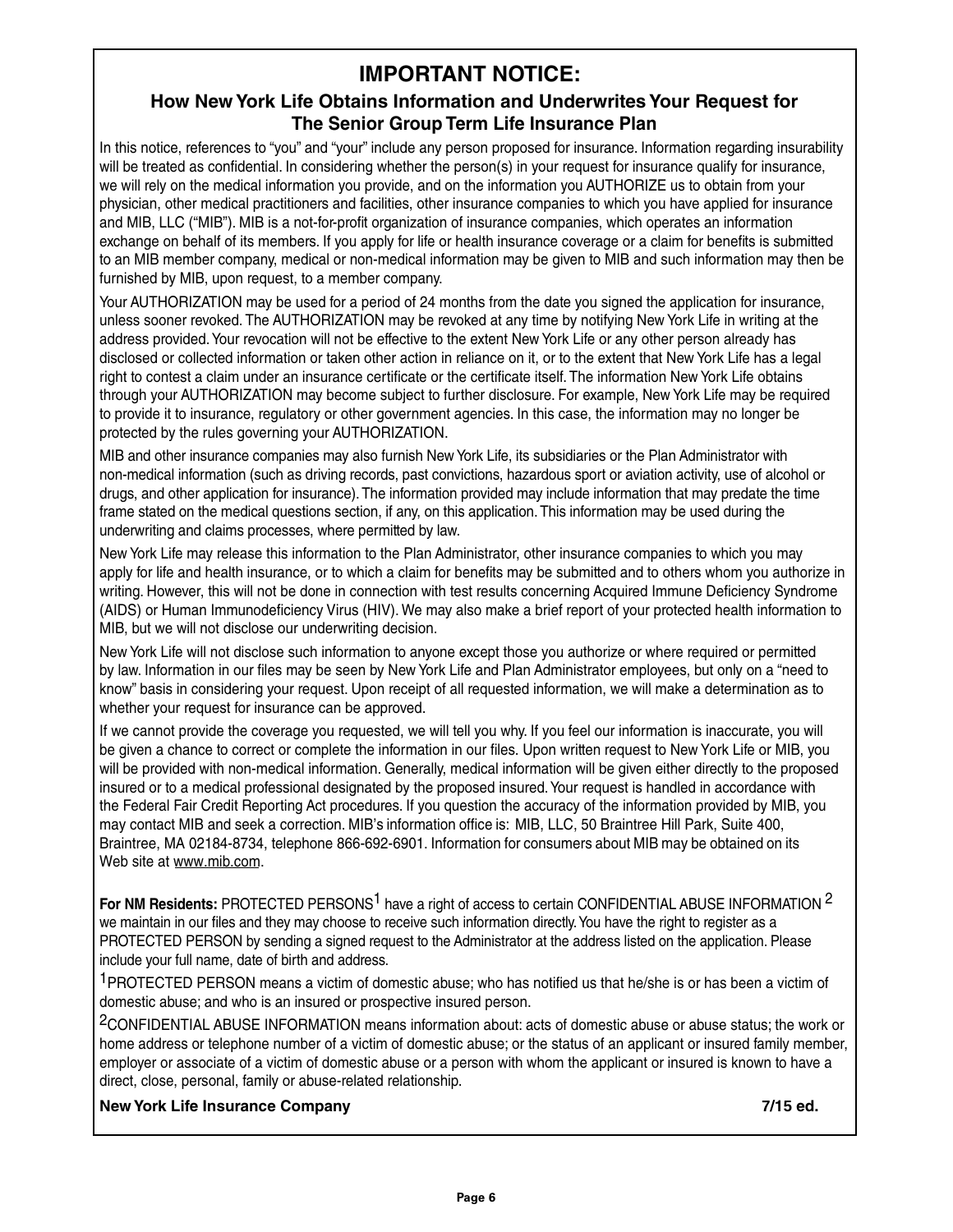# IMPORTANT NOTICE:

## How New York Life Obtains Information and Underwrites Your Request for The Senior Group Term Life Insurance Plan

In this notice, references to "you" and "your" include any person proposed for insurance. Information regarding insurability will be treated as confidential. In considering whether the person(s) in your request for insurance qualify for insurance, we will rely on the medical information you provide, and on the information you AUTHORIZE us to obtain from your physician, other medical practitioners and facilities, other insurance companies to which you have applied for insurance and MIB, LLC ("MIB"). MIB is a not-for-profit organization of insurance companies, which operates an information exchange on behalf of its members. If you apply for life or health insurance coverage or a claim for benefits is submitted to an MIB member company, medical or non-medical information may be given to MIB and such information may then be furnished by MIB, upon request, to a member company.

Your AUTHORIZATION may be used for a period of 24 months from the date you signed the application for insurance, unless sooner revoked. The AUTHORIZATION may be revoked at any time by notifying New York Life in writing at the address provided. Your revocation will not be effective to the extent New York Life or any other person already has disclosed or collected information or taken other action in reliance on it, or to the extent that New York Life has a legal right to contest a claim under an insurance certificate or the certificate itself. The information New York Life obtains through your AUTHORIZATION may become subject to further disclosure. For example, New York Life may be required to provide it to insurance, regulatory or other government agencies. In this case, the information may no longer be protected by the rules governing your AUTHORIZATION.

MIB and other insurance companies may also furnish New York Life, its subsidiaries or the Plan Administrator with non-medical information (such as driving records, past convictions, hazardous sport or aviation activity, use of alcohol or drugs, and other application for insurance). The information provided may include information that may predate the time frame stated on the medical questions section, if any, on this application. This information may be used during the underwriting and claims processes, where permitted by law.

New York Life may release this information to the Plan Administrator, other insurance companies to which you may apply for life and health insurance, or to which a claim for benefits may be submitted and to others whom you authorize in writing. However, this will not be done in connection with test results concerning Acquired Immune Deficiency Syndrome (AIDS) or Human Immunodeficiency Virus (HIV). We may also make a brief report of your protected health information to MIB, but we will not disclose our underwriting decision.

New York Life will not disclose such information to anyone except those you authorize or where required or permitted by law. Information in our files may be seen by New York Life and Plan Administrator employees, but only on a "need to know" basis in considering your request. Upon receipt of all requested information, we will make a determination as to whether your request for insurance can be approved.

If we cannot provide the coverage you requested, we will tell you why. If you feel our information is inaccurate, you will be given a chance to correct or complete the information in our files. Upon written request to New York Life or MIB, you will be provided with non-medical information. Generally, medical information will be given either directly to the proposed insured or to a medical professional designated by the proposed insured. Your request is handled in accordance with the Federal Fair Credit Reporting Act procedures. If you question the accuracy of the information provided by MIB, you may contact MIB and seek a correction. MIB's information office is: MIB, LLC, 50 Braintree Hill Park, Suite 400, Braintree, MA 02184-8734, telephone 866-692-6901. Information for consumers about MIB may be obtained on its Web site at www.mib.com.

**For NM Residents:** PROTECTED PERSONS[1] have a right of access to certain CONFIDENTIAL ABUSE INFORMATION[2] we maintain in our files and they may choose to receive such information directly. You have the right to register as a PROTECTED PERSON by sending a signed request to the Administrator at the address listed on the application. Please include your full name, date of birth and address.

[1]PROTECTED PERSON means a victim of domestic abuse; who has notified us that he/she is or has been a victim of domestic abuse; and who is an insured or prospective insured person.

[2]CONFIDENTIAL ABUSE INFORMATION means information about: acts of domestic abuse or abuse status; the work or home address or telephone number of a victim of domestic abuse; or the status of an applicant or insured family member, employer or associate of a victim of domestic abuse or a person with whom the applicant or insured is known to have a direct, close, personal, family or abuse-related relationship.

**New York Life Insurance Company** **7/15 ed.**